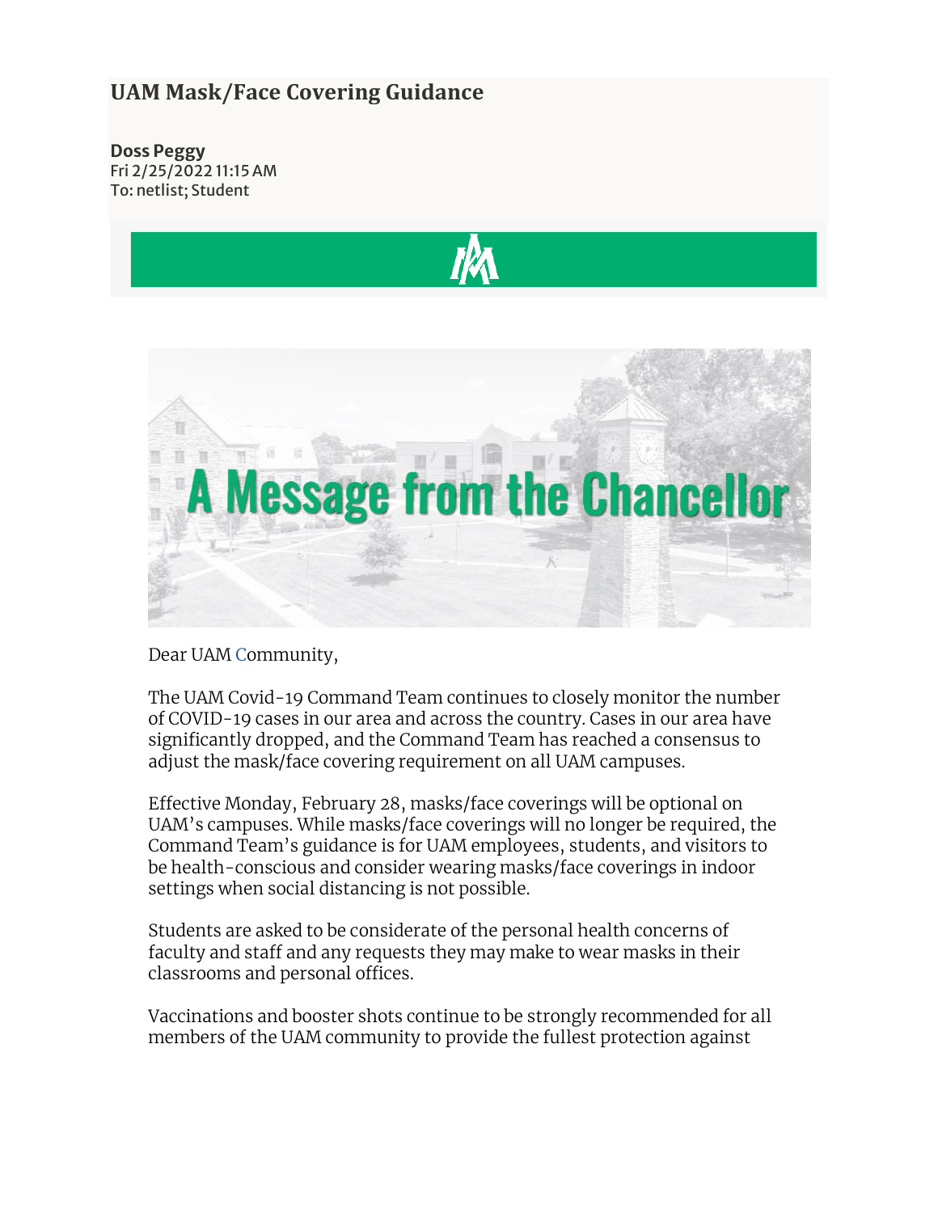# UAM Mask/Face Covering Guidance

**Doss Peggy**
Fri 2/25/2022 11:15 AM
To: netlist; Student

A Message from the Chancellor

Dear UAM Community,

The UAM Covid-19 Command Team continues to closely monitor the number of COVID-19 cases in our area and across the country. Cases in our area have significantly dropped, and the Command Team has reached a consensus to adjust the mask/face covering requirement on all UAM campuses.

Effective Monday, February 28, masks/face coverings will be optional on UAM's campuses. While masks/face coverings will no longer be required, the Command Team's guidance is for UAM employees, students, and visitors to be health-conscious and consider wearing masks/face coverings in indoor settings when social distancing is not possible.

Students are asked to be considerate of the personal health concerns of faculty and staff and any requests they may make to wear masks in their classrooms and personal offices.

Vaccinations and booster shots continue to be strongly recommended for all members of the UAM community to provide the fullest protection against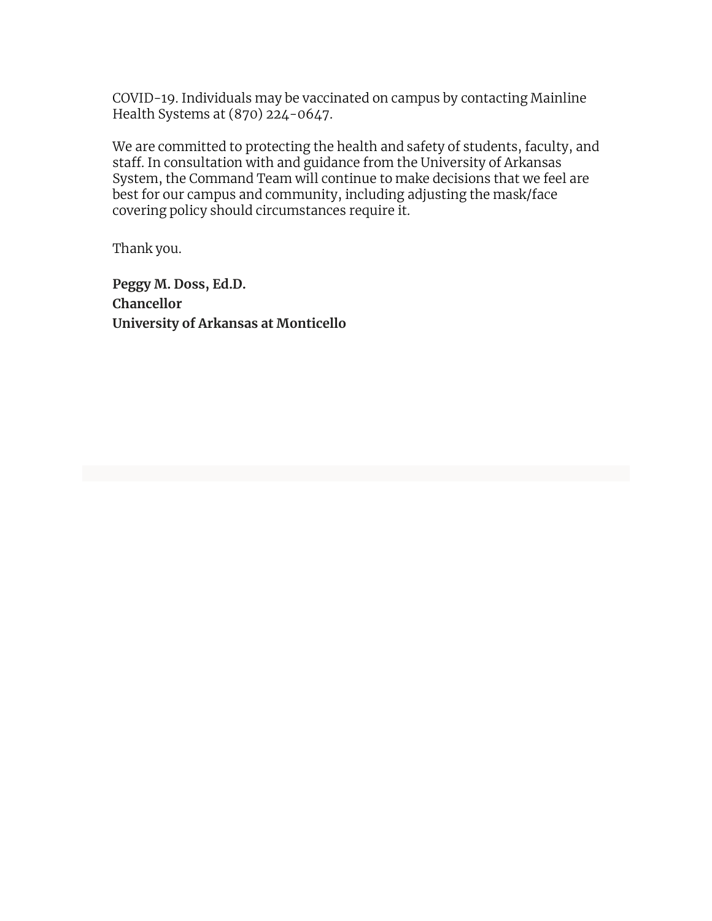COVID-19. Individuals may be vaccinated on campus by contacting Mainline Health Systems at (870) 224-0647.

We are committed to protecting the health and safety of students, faculty, and staff. In consultation with and guidance from the University of Arkansas System, the Command Team will continue to make decisions that we feel are best for our campus and community, including adjusting the mask/face covering policy should circumstances require it.

Thank you.

**Peggy M. Doss, Ed.D.**
**Chancellor**
**University of Arkansas at Monticello**